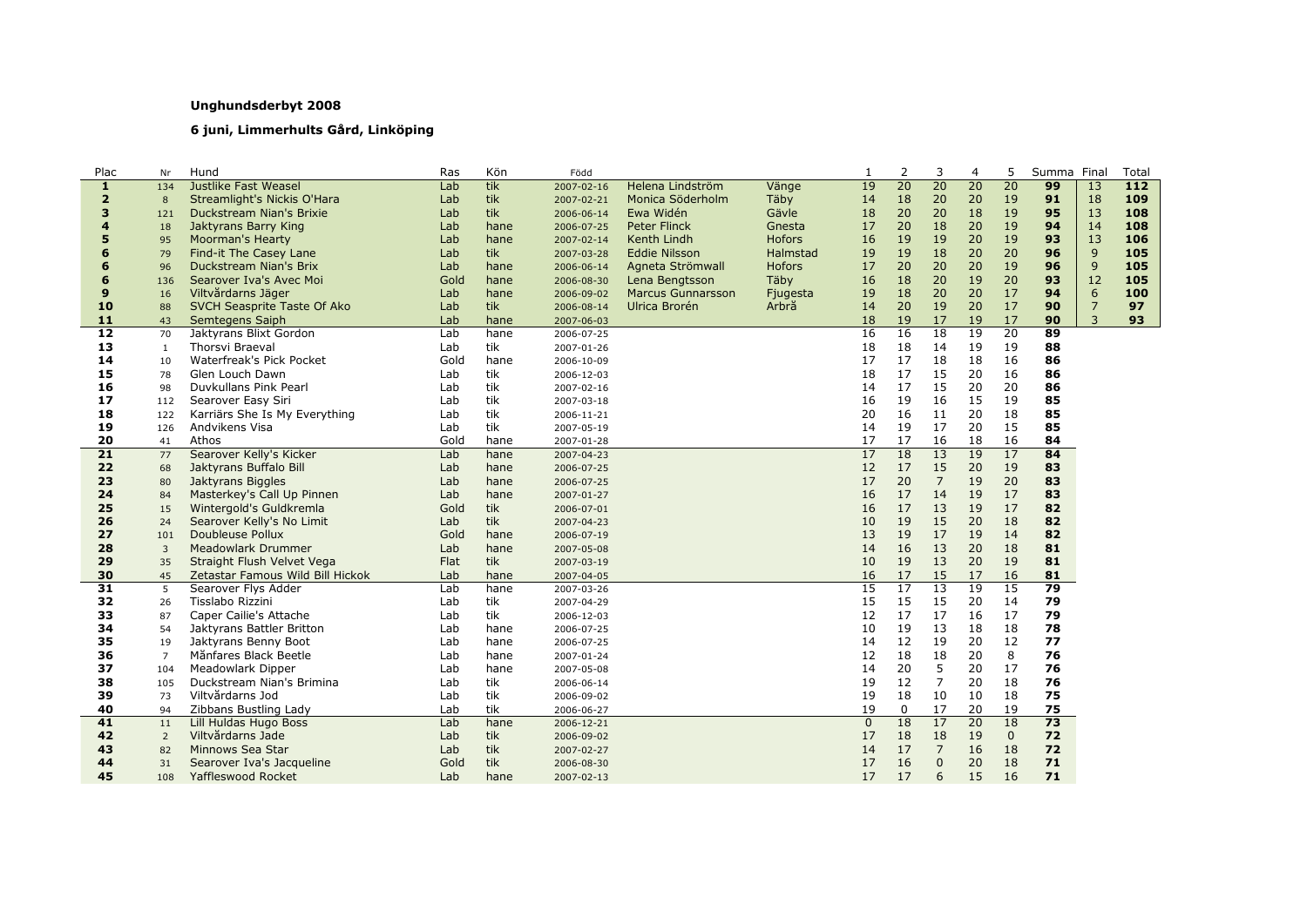**Unghundsderbyt 2008**

**6 juni, Limmerhults Gård, Linköping**

| Plac | Nr | Hund | Ras | Kön | Född | | | 1 | 2 | 3 | 4 | 5 | Summa | Final | Total |
|---|---|---|---|---|---|---|---|---|---|---|---|---|---|---|---|
| **1** | 134 | Justlike Fast Weasel | Lab | tik | 2007-02-16 | Helena Lindström | Vänge | 19 | 20 | 20 | 20 | 20 | **99** | 13 | **112** |
| **2** | 8 | Streamlight's Nickis O'Hara | Lab | tik | 2007-02-21 | Monica Söderholm | Täby | 14 | 18 | 20 | 20 | 19 | **91** | 18 | **109** |
| **3** | 121 | Duckstream Nian's Brixie | Lab | tik | 2006-06-14 | Ewa Widén | Gävle | 18 | 20 | 20 | 18 | 19 | **95** | 13 | **108** |
| **4** | 18 | Jaktyrans Barry King | Lab | hane | 2006-07-25 | Peter Flinck | Gnesta | 17 | 20 | 18 | 20 | 19 | **94** | 14 | **108** |
| **5** | 95 | Moorman's Hearty | Lab | hane | 2007-02-14 | Kenth Lindh | Hofors | 16 | 19 | 19 | 20 | 19 | **93** | 13 | **106** |
| **6** | 79 | Find-it The Casey Lane | Lab | tik | 2007-03-28 | Eddie Nilsson | Halmstad | 19 | 19 | 18 | 20 | 20 | **96** | 9 | **105** |
| **6** | 96 | Duckstream Nian's Brix | Lab | hane | 2006-06-14 | Agneta Strömwall | Hofors | 17 | 20 | 20 | 20 | 19 | **96** | 9 | **105** |
| **6** | 136 | Searover Iva's Avec Moi | Gold | hane | 2006-08-30 | Lena Bengtsson | Täby | 16 | 18 | 20 | 19 | 20 | **93** | 12 | **105** |
| **9** | 16 | Viltvårdarns Jäger | Lab | hane | 2006-09-02 | Marcus Gunnarsson | Fjugesta | 19 | 18 | 20 | 20 | 17 | **94** | 6 | **100** |
| **10** | 88 | SVCH Seasprite Taste Of Ako | Lab | tik | 2006-08-14 | Ulrica Brorén | Arbrå | 14 | 20 | 19 | 20 | 17 | **90** | 7 | **97** |
| **11** | 43 | Semtegens Saiph | Lab | hane | 2007-06-03 | | | 18 | 19 | 17 | 19 | 17 | **90** | 3 | **93** |
| **12** | 70 | Jaktyrans Blixt Gordon | Lab | hane | 2006-07-25 | | | 16 | 16 | 18 | 19 | 20 | **89** | | |
| **13** | 1 | Thorsvi Braeval | Lab | tik | 2007-01-26 | | | 18 | 18 | 14 | 19 | 19 | **88** | | |
| **14** | 10 | Waterfreak's Pick Pocket | Gold | hane | 2006-10-09 | | | 17 | 17 | 18 | 18 | 16 | **86** | | |
| **15** | 78 | Glen Louch Dawn | Lab | tik | 2006-12-03 | | | 18 | 17 | 15 | 20 | 16 | **86** | | |
| **16** | 98 | Duvkullans Pink Pearl | Lab | tik | 2007-02-16 | | | 14 | 17 | 15 | 20 | 20 | **86** | | |
| **17** | 112 | Searover Easy Siri | Lab | tik | 2007-03-18 | | | 16 | 19 | 16 | 15 | 19 | **85** | | |
| **18** | 122 | Karriärs She Is My Everything | Lab | tik | 2006-11-21 | | | 20 | 16 | 11 | 20 | 18 | **85** | | |
| **19** | 126 | Andvikens Visa | Lab | tik | 2007-05-19 | | | 14 | 19 | 17 | 20 | 15 | **85** | | |
| **20** | 41 | Athos | Gold | hane | 2007-01-28 | | | 17 | 17 | 16 | 18 | 16 | **84** | | |
| **21** | 77 | Searover Kelly's Kicker | Lab | hane | 2007-04-23 | | | 17 | 18 | 13 | 19 | 17 | **84** | | |
| **22** | 68 | Jaktyrans Buffalo Bill | Lab | hane | 2006-07-25 | | | 12 | 17 | 15 | 20 | 19 | **83** | | |
| **23** | 80 | Jaktyrans Biggles | Lab | hane | 2006-07-25 | | | 17 | 20 | 7 | 19 | 20 | **83** | | |
| **24** | 84 | Masterkey's Call Up Pinnen | Lab | hane | 2007-01-27 | | | 16 | 17 | 14 | 19 | 17 | **83** | | |
| **25** | 15 | Wintergold's Guldkremla | Gold | tik | 2006-07-01 | | | 16 | 17 | 13 | 19 | 17 | **82** | | |
| **26** | 24 | Searover Kelly's No Limit | Lab | tik | 2007-04-23 | | | 10 | 19 | 15 | 20 | 18 | **82** | | |
| **27** | 101 | Doubleuse Pollux | Gold | hane | 2006-07-19 | | | 13 | 19 | 17 | 19 | 14 | **82** | | |
| **28** | 3 | Meadowlark Drummer | Lab | hane | 2007-05-08 | | | 14 | 16 | 13 | 20 | 18 | **81** | | |
| **29** | 35 | Straight Flush Velvet Vega | Flat | tik | 2007-03-19 | | | 10 | 19 | 13 | 20 | 19 | **81** | | |
| **30** | 45 | Zetastar Famous Wild Bill Hickok | Lab | hane | 2007-04-05 | | | 16 | 17 | 15 | 17 | 16 | **81** | | |
| **31** | 5 | Searover Flys Adder | Lab | hane | 2007-03-26 | | | 15 | 17 | 13 | 19 | 15 | **79** | | |
| **32** | 26 | Tisslabo Rizzini | Lab | tik | 2007-04-29 | | | 15 | 15 | 15 | 20 | 14 | **79** | | |
| **33** | 87 | Caper Cailie's Attache | Lab | tik | 2006-12-03 | | | 12 | 17 | 17 | 16 | 17 | **79** | | |
| **34** | 54 | Jaktyrans Battler Britton | Lab | hane | 2006-07-25 | | | 10 | 19 | 13 | 18 | 18 | **78** | | |
| **35** | 19 | Jaktyrans Benny Boot | Lab | hane | 2006-07-25 | | | 14 | 12 | 19 | 20 | 12 | **77** | | |
| **36** | 7 | Månfares Black Beetle | Lab | hane | 2007-01-24 | | | 12 | 18 | 18 | 20 | 8 | **76** | | |
| **37** | 104 | Meadowlark Dipper | Lab | hane | 2007-05-08 | | | 14 | 20 | 5 | 20 | 17 | **76** | | |
| **38** | 105 | Duckstream Nian's Brimina | Lab | tik | 2006-06-14 | | | 19 | 12 | 7 | 20 | 18 | **76** | | |
| **39** | 73 | Viltvårdarns Jod | Lab | tik | 2006-09-02 | | | 19 | 18 | 10 | 10 | 18 | **75** | | |
| **40** | 94 | Zibbans Bustling Lady | Lab | tik | 2006-06-27 | | | 19 | 0 | 17 | 20 | 19 | **75** | | |
| **41** | 11 | Lill Huldas Hugo Boss | Lab | hane | 2006-12-21 | | | 0 | 18 | 17 | 20 | 18 | **73** | | |
| **42** | 2 | Viltvårdarns Jade | Lab | tik | 2006-09-02 | | | 17 | 18 | 18 | 19 | 0 | **72** | | |
| **43** | 82 | Minnows Sea Star | Lab | tik | 2007-02-27 | | | 14 | 17 | 7 | 16 | 18 | **72** | | |
| **44** | 31 | Searover Iva's Jacqueline | Gold | tik | 2006-08-30 | | | 17 | 16 | 0 | 20 | 18 | **71** | | |
| **45** | 108 | Yaffleswood Rocket | Lab | hane | 2007-02-13 | | | 17 | 17 | 6 | 15 | 16 | **71** | | |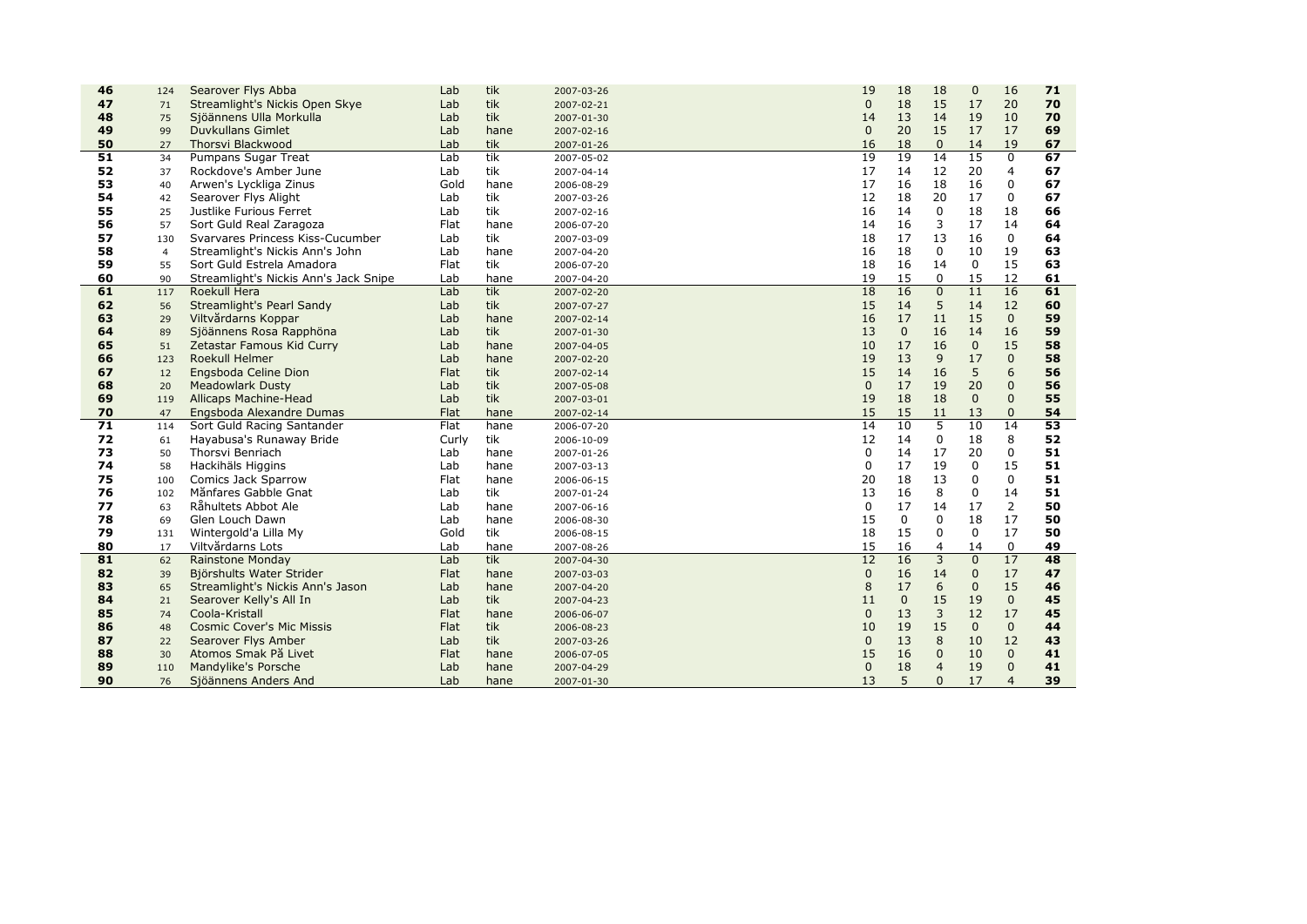| | | | | | | | | | | | | |
|---|---|---|---|---|---|---|---|---|---|---|---|---|
| **46** | 124 | Searover Flys Abba | Lab | tik | 2007-03-26 | 19 | 18 | 18 | 0 | 16 | **71** |
| **47** | 71 | Streamlight's Nickis Open Skye | Lab | tik | 2007-02-21 | 0 | 18 | 15 | 17 | 20 | **70** |
| **48** | 75 | Sjöännens Ulla Morkulla | Lab | tik | 2007-01-30 | 14 | 13 | 14 | 19 | 10 | **70** |
| **49** | 99 | Duvkullans Gimlet | Lab | hane | 2007-02-16 | 0 | 20 | 15 | 17 | 17 | **69** |
| **50** | 27 | Thorsvi Blackwood | Lab | tik | 2007-01-26 | 16 | 18 | 0 | 14 | 19 | **67** |
| **51** | 34 | Pumpans Sugar Treat | Lab | tik | 2007-05-02 | 19 | 19 | 14 | 15 | 0 | **67** |
| **52** | 37 | Rockdove's Amber June | Lab | tik | 2007-04-14 | 17 | 14 | 12 | 20 | 4 | **67** |
| **53** | 40 | Arwen's Lyckliga Zinus | Gold | hane | 2006-08-29 | 17 | 16 | 18 | 16 | 0 | **67** |
| **54** | 42 | Searover Flys Alight | Lab | tik | 2007-03-26 | 12 | 18 | 20 | 17 | 0 | **67** |
| **55** | 25 | Justlike Furious Ferret | Lab | tik | 2007-02-16 | 16 | 14 | 0 | 18 | 18 | **66** |
| **56** | 57 | Sort Guld Real Zaragoza | Flat | hane | 2006-07-20 | 14 | 16 | 3 | 17 | 14 | **64** |
| **57** | 130 | Svarvares Princess Kiss-Cucumber | Lab | tik | 2007-03-09 | 18 | 17 | 13 | 16 | 0 | **64** |
| **58** | 4 | Streamlight's Nickis Ann's John | Lab | hane | 2007-04-20 | 16 | 18 | 0 | 10 | 19 | **63** |
| **59** | 55 | Sort Guld Estrela Amadora | Flat | tik | 2006-07-20 | 18 | 16 | 14 | 0 | 15 | **63** |
| **60** | 90 | Streamlight's Nickis Ann's Jack Snipe | Lab | hane | 2007-04-20 | 19 | 15 | 0 | 15 | 12 | **61** |
| **61** | 117 | Roekull Hera | Lab | tik | 2007-02-20 | 18 | 16 | 0 | 11 | 16 | **61** |
| **62** | 56 | Streamlight's Pearl Sandy | Lab | tik | 2007-07-27 | 15 | 14 | 5 | 14 | 12 | **60** |
| **63** | 29 | Viltvårdarns Koppar | Lab | hane | 2007-02-14 | 16 | 17 | 11 | 15 | 0 | **59** |
| **64** | 89 | Sjöännens Rosa Rapphöna | Lab | tik | 2007-01-30 | 13 | 0 | 16 | 14 | 16 | **59** |
| **65** | 51 | Zetastar Famous Kid Curry | Lab | hane | 2007-04-05 | 10 | 17 | 16 | 0 | 15 | **58** |
| **66** | 123 | Roekull Helmer | Lab | hane | 2007-02-20 | 19 | 13 | 9 | 17 | 0 | **58** |
| **67** | 12 | Engsboda Celine Dion | Flat | tik | 2007-02-14 | 15 | 14 | 16 | 5 | 6 | **56** |
| **68** | 20 | Meadowlark Dusty | Lab | tik | 2007-05-08 | 0 | 17 | 19 | 20 | 0 | **56** |
| **69** | 119 | Allicaps Machine-Head | Lab | tik | 2007-03-01 | 19 | 18 | 18 | 0 | 0 | **55** |
| **70** | 47 | Engsboda Alexandre Dumas | Flat | hane | 2007-02-14 | 15 | 15 | 11 | 13 | 0 | **54** |
| **71** | 114 | Sort Guld Racing Santander | Flat | hane | 2006-07-20 | 14 | 10 | 5 | 10 | 14 | **53** |
| **72** | 61 | Hayabusa's Runaway Bride | Curly | tik | 2006-10-09 | 12 | 14 | 0 | 18 | 8 | **52** |
| **73** | 50 | Thorsvi Benriach | Lab | hane | 2007-01-26 | 0 | 14 | 17 | 20 | 0 | **51** |
| **74** | 58 | Hackihäls Higgins | Lab | hane | 2007-03-13 | 0 | 17 | 19 | 0 | 15 | **51** |
| **75** | 100 | Comics Jack Sparrow | Flat | hane | 2006-06-15 | 20 | 18 | 13 | 0 | 0 | **51** |
| **76** | 102 | Månfares Gabble Gnat | Lab | tik | 2007-01-24 | 13 | 16 | 8 | 0 | 14 | **51** |
| **77** | 63 | Råhultets Abbot Ale | Lab | hane | 2007-06-16 | 0 | 17 | 14 | 17 | 2 | **50** |
| **78** | 69 | Glen Louch Dawn | Lab | hane | 2006-08-30 | 15 | 0 | 0 | 18 | 17 | **50** |
| **79** | 131 | Wintergold'a Lilla My | Gold | tik | 2006-08-15 | 18 | 15 | 0 | 0 | 17 | **50** |
| **80** | 17 | Viltvårdarns Lots | Lab | hane | 2007-08-26 | 15 | 16 | 4 | 14 | 0 | **49** |
| **81** | 62 | Rainstone Monday | Lab | tik | 2007-04-30 | 12 | 16 | 3 | 0 | 17 | **48** |
| **82** | 39 | Björshults Water Strider | Flat | hane | 2007-03-03 | 0 | 16 | 14 | 0 | 17 | **47** |
| **83** | 65 | Streamlight's Nickis Ann's Jason | Lab | hane | 2007-04-20 | 8 | 17 | 6 | 0 | 15 | **46** |
| **84** | 21 | Searover Kelly's All In | Lab | tik | 2007-04-23 | 11 | 0 | 15 | 19 | 0 | **45** |
| **85** | 74 | Coola-Kristall | Flat | hane | 2006-06-07 | 0 | 13 | 3 | 12 | 17 | **45** |
| **86** | 48 | Cosmic Cover's Mic Missis | Flat | tik | 2006-08-23 | 10 | 19 | 15 | 0 | 0 | **44** |
| **87** | 22 | Searover Flys Amber | Lab | tik | 2007-03-26 | 0 | 13 | 8 | 10 | 12 | **43** |
| **88** | 30 | Atomos Smak På Livet | Flat | hane | 2006-07-05 | 15 | 16 | 0 | 10 | 0 | **41** |
| **89** | 110 | Mandylike's Porsche | Lab | hane | 2007-04-29 | 0 | 18 | 4 | 19 | 0 | **41** |
| **90** | 76 | Sjöännens Anders And | Lab | hane | 2007-01-30 | 13 | 5 | 0 | 17 | 4 | **39** |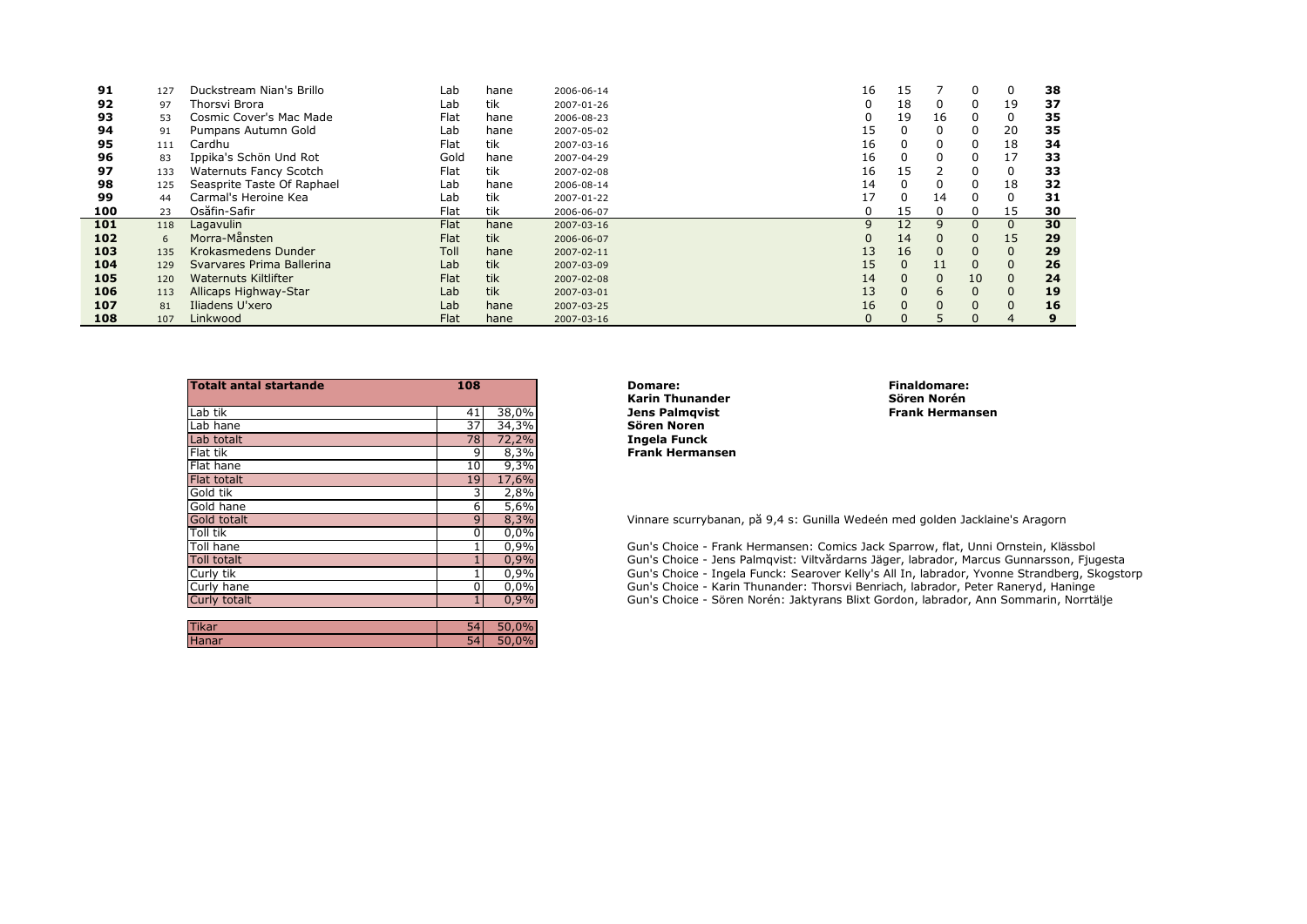| | | | | | | | | | | | | |
|---|---|---|---|---|---|---|---|---|---|---|---|---|
| **91** | 127 | Duckstream Nian's Brillo | Lab | hane | 2006-06-14 | 16 | 15 | 7 | 0 | 0 | **38** |
| **92** | 97 | Thorsvi Brora | Lab | tik | 2007-01-26 | 0 | 18 | 0 | 0 | 19 | **37** |
| **93** | 53 | Cosmic Cover's Mac Made | Flat | hane | 2006-08-23 | 0 | 19 | 16 | 0 | 0 | **35** |
| **94** | 91 | Pumpans Autumn Gold | Lab | hane | 2007-05-02 | 15 | 0 | 0 | 0 | 20 | **35** |
| **95** | 111 | Cardhu | Flat | tik | 2007-03-16 | 16 | 0 | 0 | 0 | 18 | **34** |
| **96** | 83 | Ippika's Schön Und Rot | Gold | hane | 2007-04-29 | 16 | 0 | 0 | 0 | 17 | **33** |
| **97** | 133 | Waternuts Fancy Scotch | Flat | tik | 2007-02-08 | 16 | 15 | 2 | 0 | 0 | **33** |
| **98** | 125 | Seasprite Taste Of Raphael | Lab | hane | 2006-08-14 | 14 | 0 | 0 | 0 | 18 | **32** |
| **99** | 44 | Carmal's Heroine Kea | Lab | tik | 2007-01-22 | 17 | 0 | 14 | 0 | 0 | **31** |
| **100** | 23 | Osäfin-Safir | Flat | tik | 2006-06-07 | 0 | 15 | 0 | 0 | 15 | **30** |
| **101** | 118 | Lagavulin | Flat | hane | 2007-03-16 | 9 | 12 | 9 | 0 | 0 | **30** |
| **102** | 6 | Morra-Månsten | Flat | tik | 2006-06-07 | 0 | 14 | 0 | 0 | 15 | **29** |
| **103** | 135 | Krokasmedens Dunder | Toll | hane | 2007-02-11 | 13 | 16 | 0 | 0 | 0 | **29** |
| **104** | 129 | Svarvares Prima Ballerina | Lab | tik | 2007-03-09 | 15 | 0 | 11 | 0 | 0 | **26** |
| **105** | 120 | Waternuts Kiltlifter | Flat | tik | 2007-02-08 | 14 | 0 | 0 | 10 | 0 | **24** |
| **106** | 113 | Allicaps Highway-Star | Lab | tik | 2007-03-01 | 13 | 0 | 6 | 0 | 0 | **19** |
| **107** | 81 | Iliadens U'xero | Lab | hane | 2007-03-25 | 16 | 0 | 0 | 0 | 0 | **16** |
| **108** | 107 | Linkwood | Flat | hane | 2007-03-16 | 0 | 0 | 5 | 0 | 4 | **9** |

| **Totalt antal startande** | **108** | |
|---|---|---|
| Lab tik | 41 | 38,0% |
| Lab hane | 37 | 34,3% |
| Lab totalt | 78 | 72,2% |
| Flat tik | 9 | 8,3% |
| Flat hane | 10 | 9,3% |
| Flat totalt | 19 | 17,6% |
| Gold tik | 3 | 2,8% |
| Gold hane | 6 | 5,6% |
| Gold totalt | 9 | 8,3% |
| Toll tik | 0 | 0,0% |
| Toll hane | 1 | 0,9% |
| Toll totalt | 1 | 0,9% |
| Curly tik | 1 | 0,9% |
| Curly hane | 0 | 0,0% |
| Curly totalt | 1 | 0,9% |
| | | |
| Tikar | 54 | 50,0% |
| Hanar | 54 | 50,0% |

**Domare:**
**Karin Thunander**
**Jens Palmqvist**
**Sören Noren**
**Ingela Funck**
**Frank Hermansen**

**Finaldomare:**
**Sören Norén**
**Frank Hermansen**

Vinnare scurrybanan, på 9,4 s: Gunilla Wedeén med golden Jacklaine's Aragorn

Gun's Choice - Frank Hermansen: Comics Jack Sparrow, flat, Unni Ornstein, Klässbol
Gun's Choice - Jens Palmqvist: Viltvårdarns Jäger, labrador, Marcus Gunnarsson, Fjugesta
Gun's Choice - Ingela Funck: Searover Kelly's All In, labrador, Yvonne Strandberg, Skogstorp
Gun's Choice - Karin Thunander: Thorsvi Benriach, labrador, Peter Raneryd, Haninge
Gun's Choice - Sören Norén: Jaktyrans Blixt Gordon, labrador, Ann Sommarin, Norrtälje